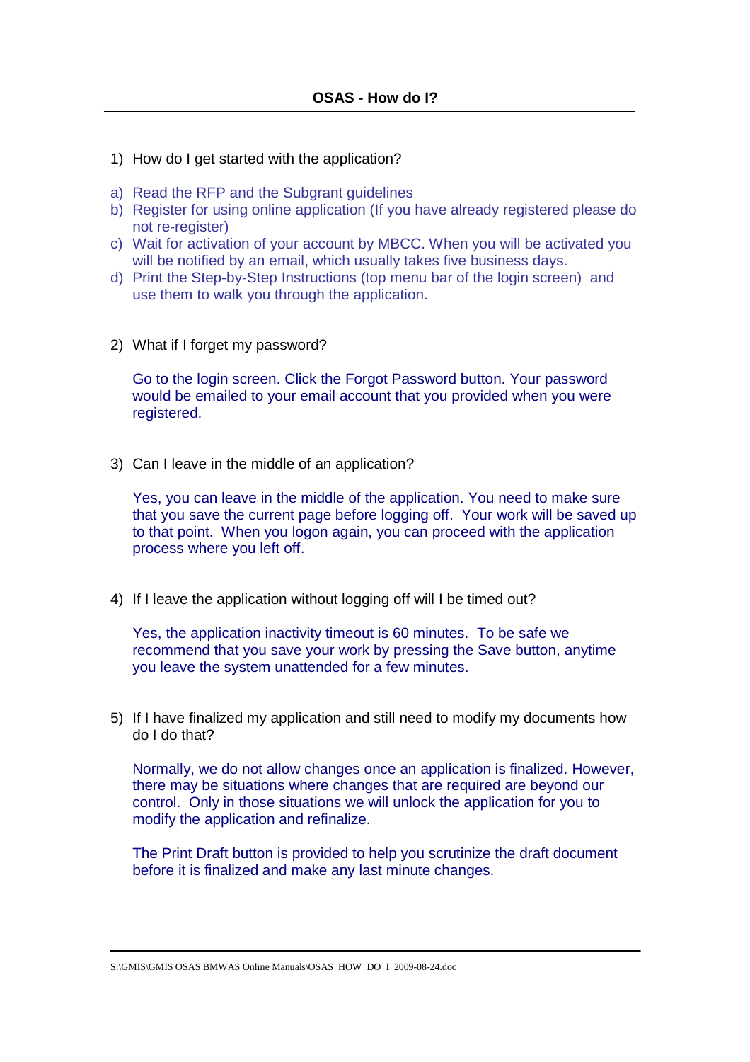# OSAS - How do I?

1) How do I get started with the application?

a) Read the RFP and the Subgrant guidelines
b) Register for using online application (If you have already registered please do not re-register)
c) Wait for activation of your account by MBCC. When you will be activated you will be notified by an email, which usually takes five business days.
d) Print the Step-by-Step Instructions (top menu bar of the login screen) and use them to walk you through the application.

2) What if I forget my password?

   Go to the login screen. Click the Forgot Password button. Your password would be emailed to your email account that you provided when you were registered.

3) Can I leave in the middle of an application?

   Yes, you can leave in the middle of the application. You need to make sure that you save the current page before logging off. Your work will be saved up to that point. When you logon again, you can proceed with the application process where you left off.

4) If I leave the application without logging off will I be timed out?

   Yes, the application inactivity timeout is 60 minutes. To be safe we recommend that you save your work by pressing the Save button, anytime you leave the system unattended for a few minutes.

5) If I have finalized my application and still need to modify my documents how do I do that?

   Normally, we do not allow changes once an application is finalized. However, there may be situations where changes that are required are beyond our control. Only in those situations we will unlock the application for you to modify the application and refinalize.

   The Print Draft button is provided to help you scrutinize the draft document before it is finalized and make any last minute changes.

S:\GMIS\GMIS OSAS BMWAS Online Manuals\OSAS_HOW_DO_I_2009-08-24.doc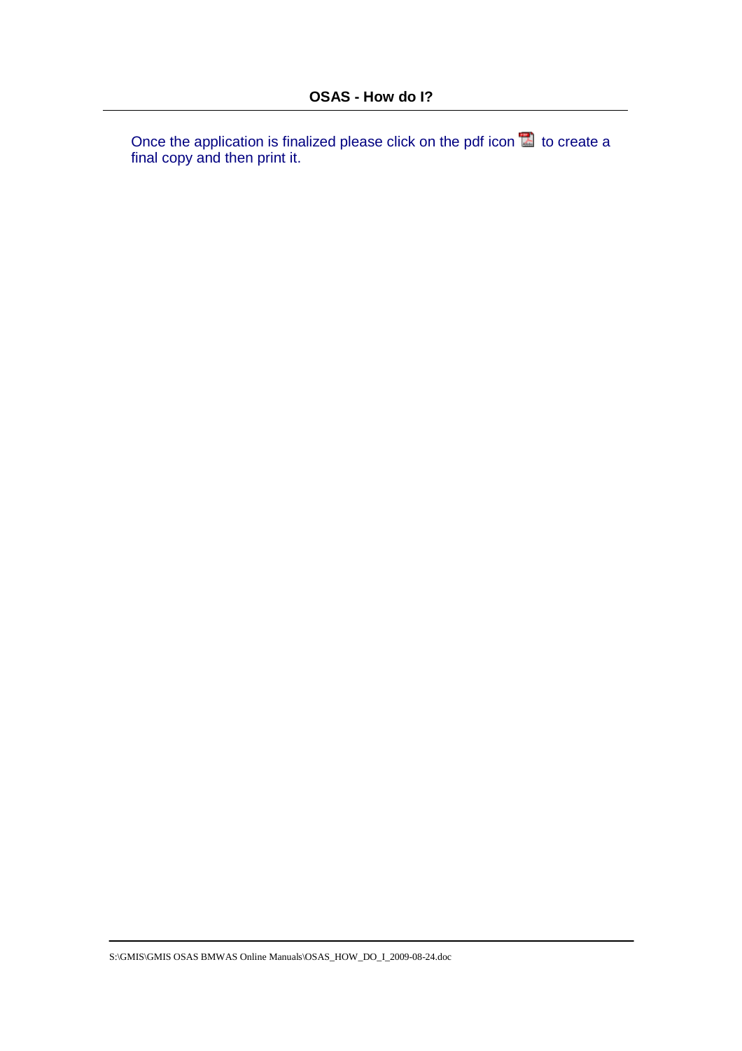Once the application is finalized please click on the pdf icon to create a final copy and then print it.